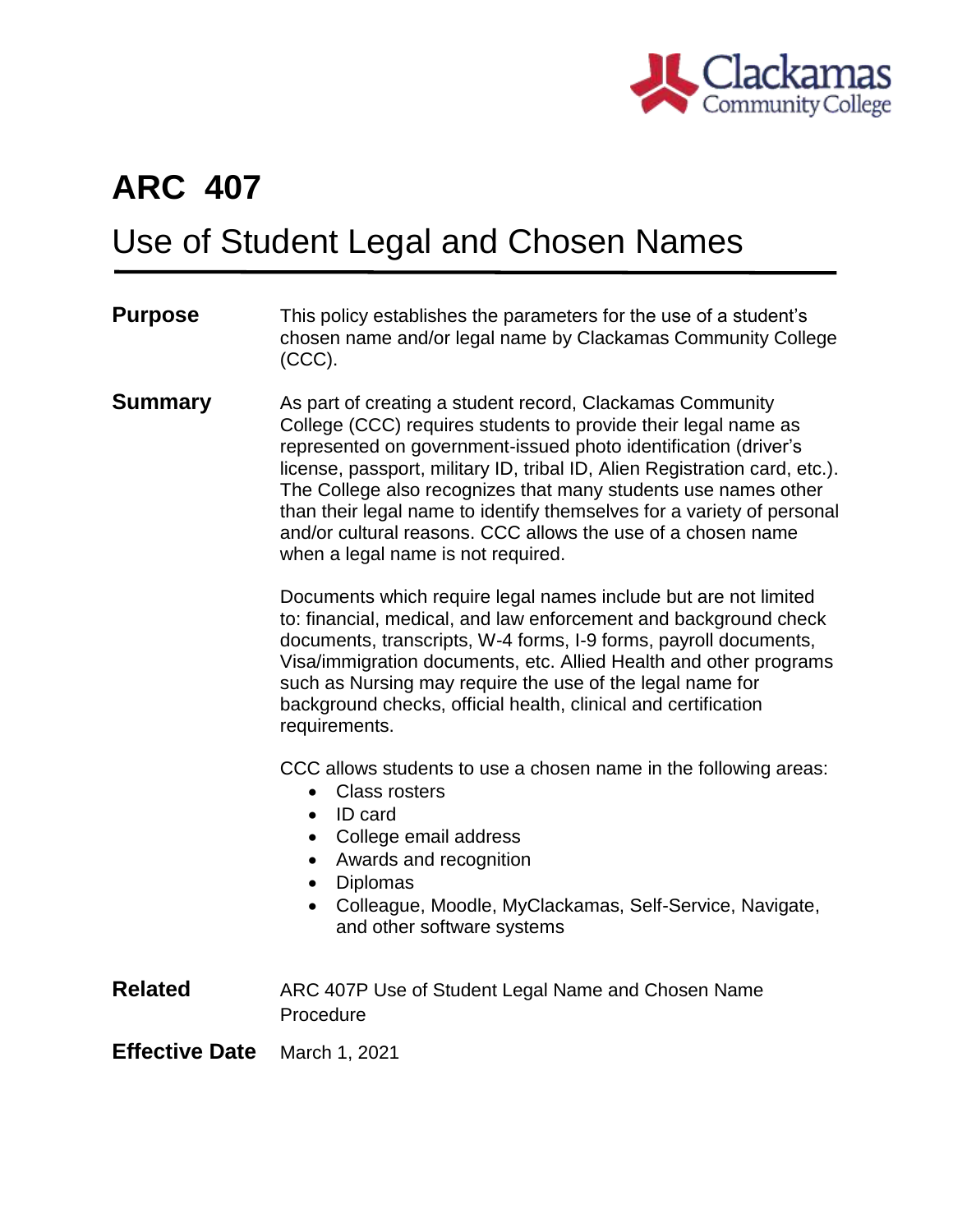# ARC 407

## Use of Student Legal and Chosen Names

**Purpose**

This policy establishes the parameters for the use of a student's chosen name and/or legal name by Clackamas Community College (CCC).

**Summary**

As part of creating a student record, Clackamas Community College (CCC) requires students to provide their legal name as represented on government-issued photo identification (driver's license, passport, military ID, tribal ID, Alien Registration card, etc.). The College also recognizes that many students use names other than their legal name to identify themselves for a variety of personal and/or cultural reasons. CCC allows the use of a chosen name when a legal name is not required.

Documents which require legal names include but are not limited to: financial, medical, and law enforcement and background check documents, transcripts, W-4 forms, I-9 forms, payroll documents, Visa/immigration documents, etc. Allied Health and other programs such as Nursing may require the use of the legal name for background checks, official health, clinical and certification requirements.

CCC allows students to use a chosen name in the following areas:

- Class rosters
- ID card
- College email address
- Awards and recognition
- Diplomas
- Colleague, Moodle, MyClackamas, Self-Service, Navigate, and other software systems

**Related**

ARC 407P Use of Student Legal Name and Chosen Name Procedure

**Effective Date**

March 1, 2021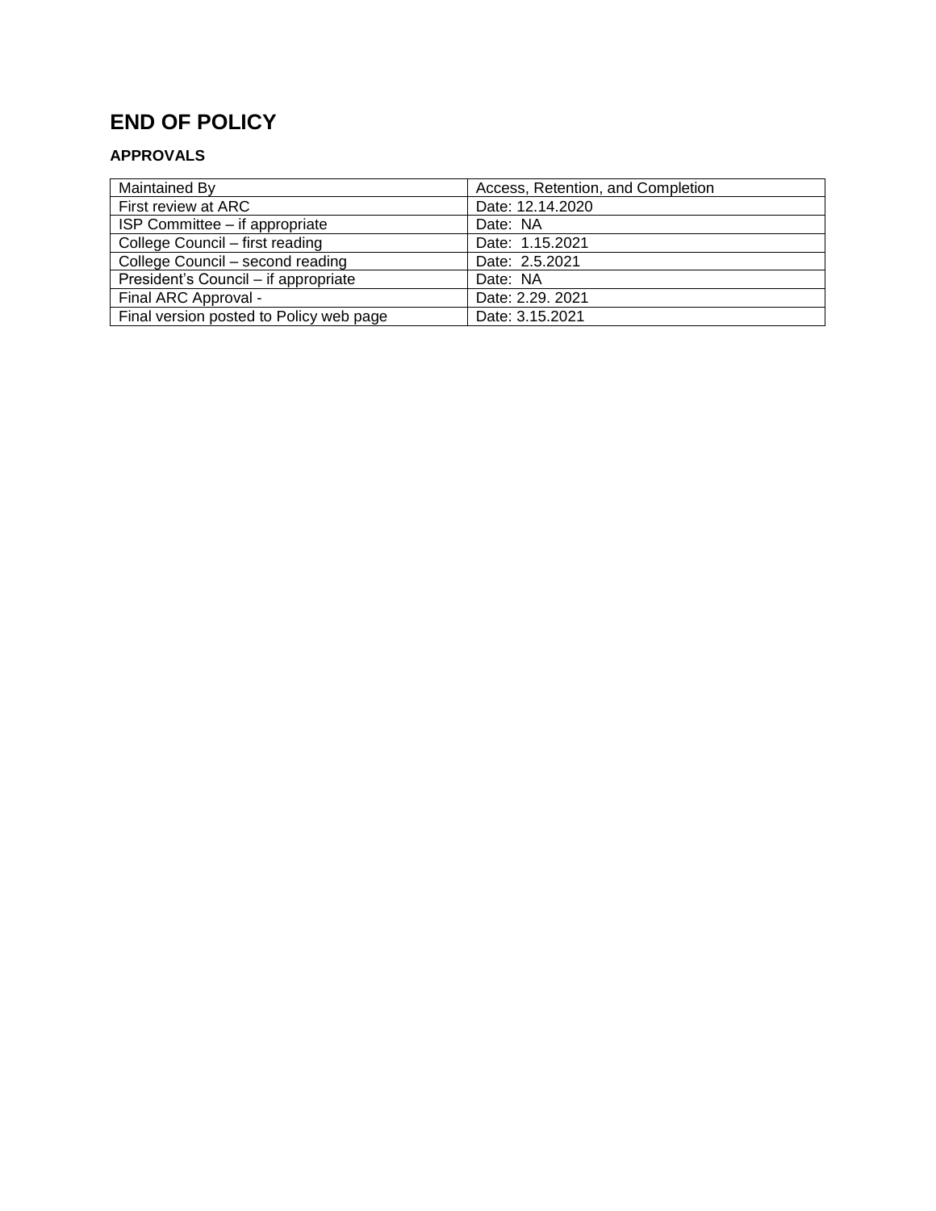## END OF POLICY

### APPROVALS

| | |
|---|---|
| Maintained By | Access, Retention, and Completion |
| First review at ARC | Date: 12.14.2020 |
| ISP Committee – if appropriate | Date: NA |
| College Council – first reading | Date: 1.15.2021 |
| College Council – second reading | Date: 2.5.2021 |
| President's Council – if appropriate | Date: NA |
| Final ARC Approval - | Date: 2.29. 2021 |
| Final version posted to Policy web page | Date: 3.15.2021 |